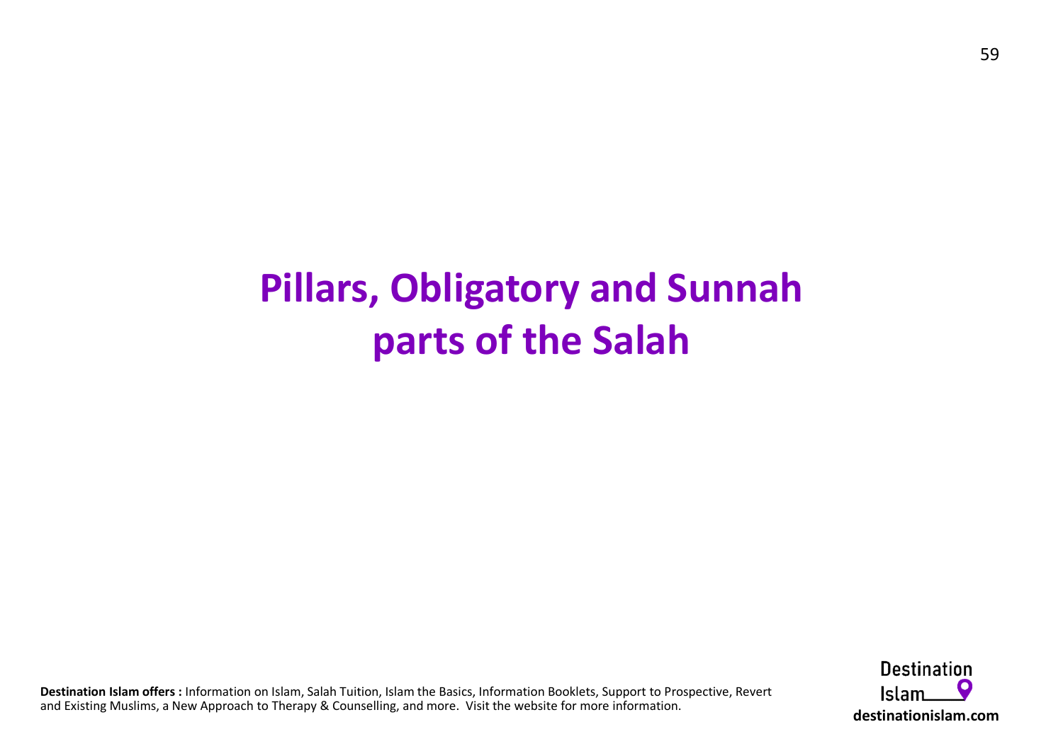# Pillars, Obligatory and Sunnah parts of the Salah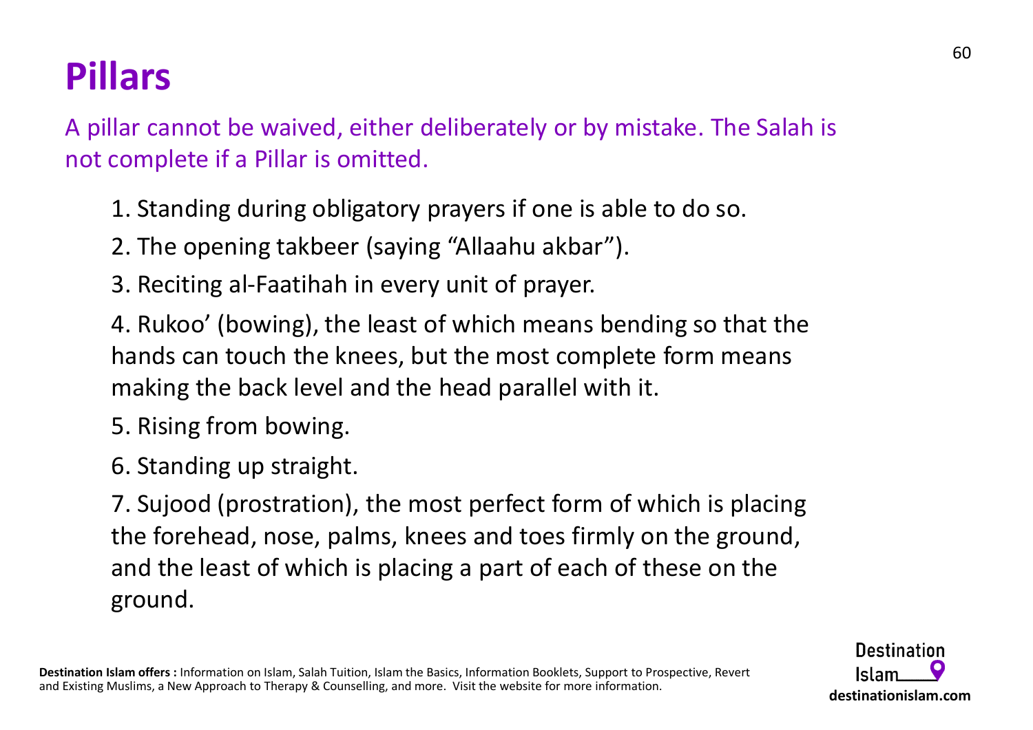# Pillars

A pillar cannot be waived, either deliberately or by mistake. The Salah is not complete if a Pillar is omitted.

1. Standing during obligatory prayers if one is able to do so.
2. The opening takbeer (saying "Allaahu akbar").
3. Reciting al-Faatihah in every unit of prayer.
4. Rukoo' (bowing), the least of which means bending so that the hands can touch the knees, but the most complete form means making the back level and the head parallel with it.
5. Rising from bowing.
6. Standing up straight.
7. Sujood (prostration), the most perfect form of which is placing the forehead, nose, palms, knees and toes firmly on the ground, and the least of which is placing a part of each of these on the ground.

**Destination Islam offers :** Information on Islam, Salah Tuition, Islam the Basics, Information Booklets, Support to Prospective, Revert and Existing Muslims, a New Approach to Therapy & Counselling, and more. Visit the website for more information.

Destination Islam
**destinationislam.com**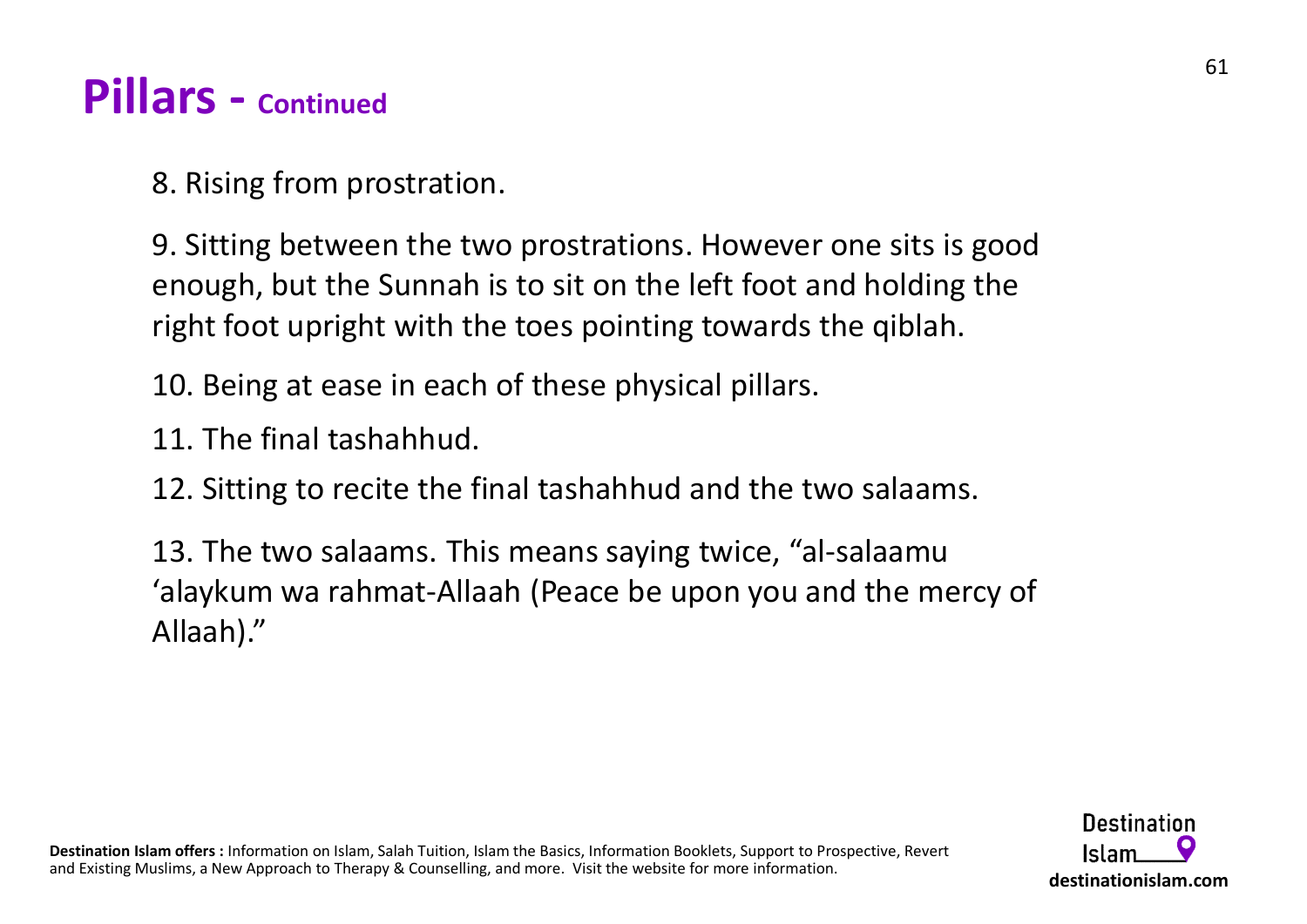# Pillars - Continued

8. Rising from prostration.

9. Sitting between the two prostrations. However one sits is good enough, but the Sunnah is to sit on the left foot and holding the right foot upright with the toes pointing towards the qiblah.

10. Being at ease in each of these physical pillars.

11. The final tashahhud.

12. Sitting to recite the final tashahhud and the two salaams.

13. The two salaams. This means saying twice, "al-salaamu 'alaykum wa rahmat-Allaah (Peace be upon you and the mercy of Allaah)."

**Destination Islam offers :** Information on Islam, Salah Tuition, Islam the Basics, Information Booklets, Support to Prospective, Revert and Existing Muslims, a New Approach to Therapy & Counselling, and more. Visit the website for more information.

Destination Islam
**destinationislam.com**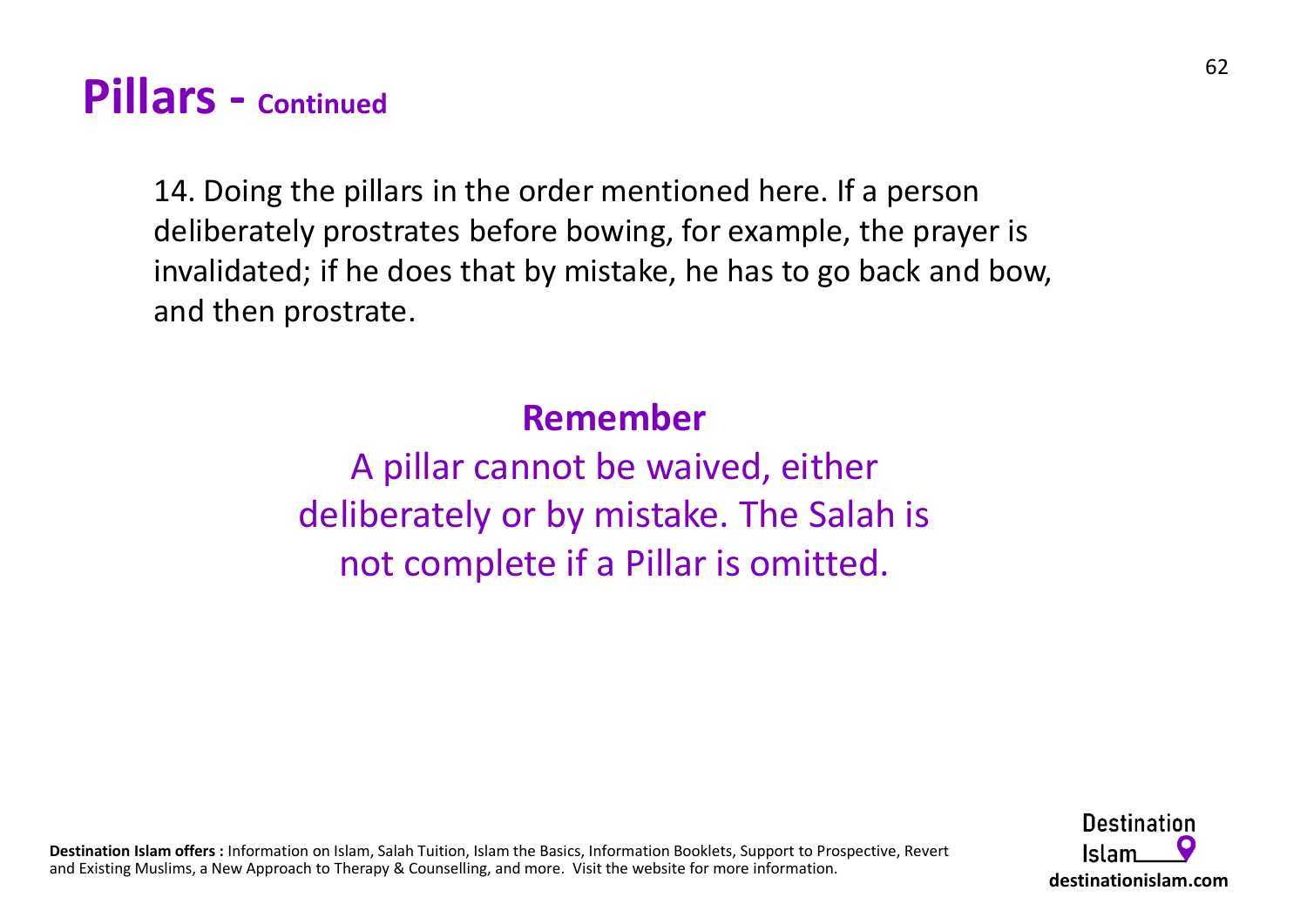# Pillars - Continued

14. Doing the pillars in the order mentioned here. If a person deliberately prostrates before bowing, for example, the prayer is invalidated; if he does that by mistake, he has to go back and bow, and then prostrate.

**Remember**

A pillar cannot be waived, either deliberately or by mistake. The Salah is not complete if a Pillar is omitted.

**Destination Islam offers :** Information on Islam, Salah Tuition, Islam the Basics, Information Booklets, Support to Prospective, Revert and Existing Muslims, a New Approach to Therapy & Counselling, and more. Visit the website for more information.

Destination Islam
**destinationislam.com**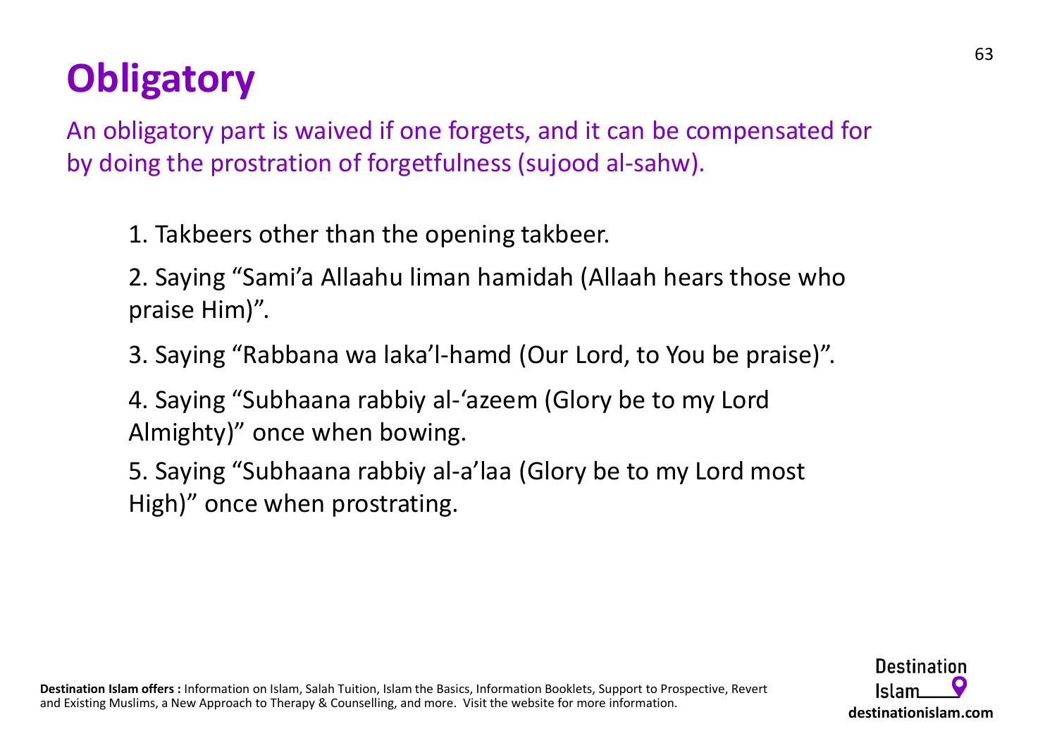# Obligatory

An obligatory part is waived if one forgets, and it can be compensated for by doing the prostration of forgetfulness (sujood al-sahw).

1. Takbeers other than the opening takbeer.
2. Saying “Sami’a Allaahu liman hamidah (Allaah hears those who praise Him)”.
3. Saying “Rabbana wa laka’l-hamd (Our Lord, to You be praise)”.
4. Saying “Subhaana rabbiy al-‘azeem (Glory be to my Lord Almighty)” once when bowing.
5. Saying “Subhaana rabbiy al-a’laa (Glory be to my Lord most High)” once when prostrating.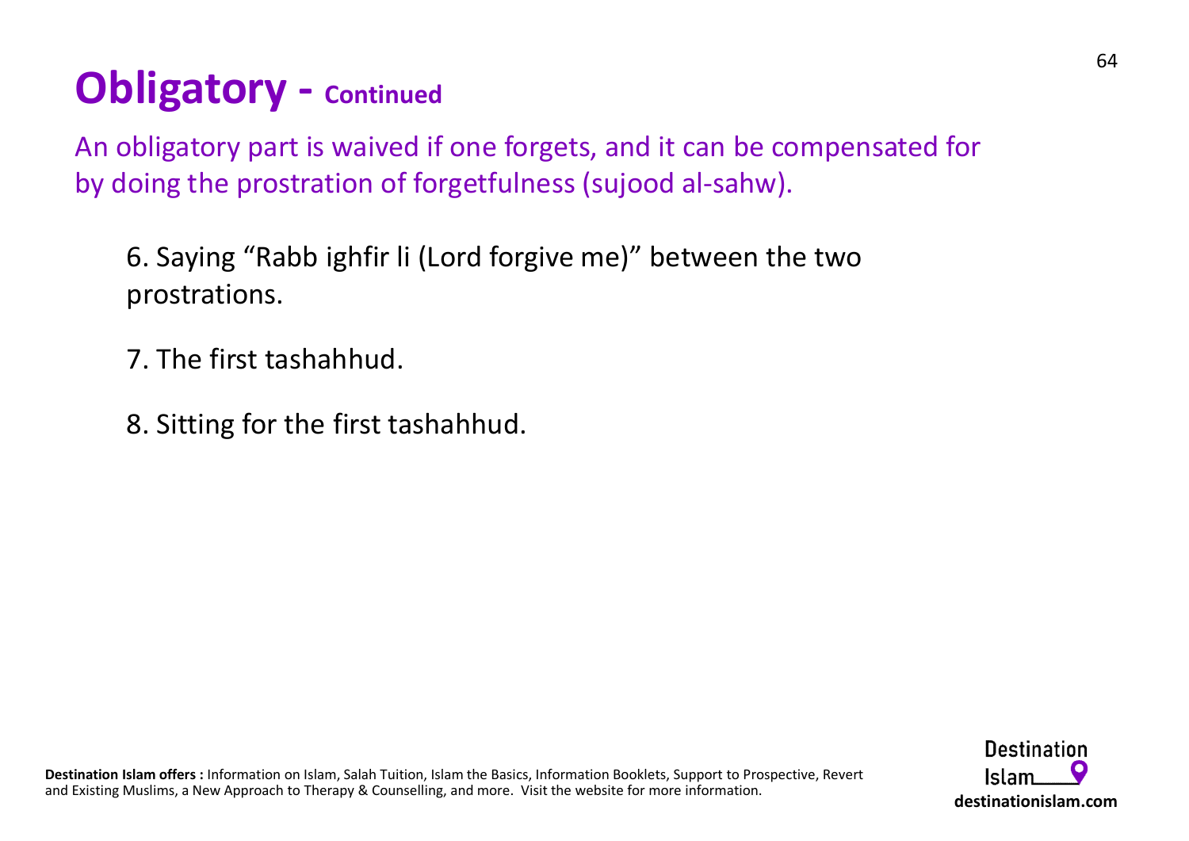# Obligatory - Continued

An obligatory part is waived if one forgets, and it can be compensated for by doing the prostration of forgetfulness (sujood al-sahw).

6. Saying “Rabb ighfir li (Lord forgive me)” between the two prostrations.

7. The first tashahhud.

8. Sitting for the first tashahhud.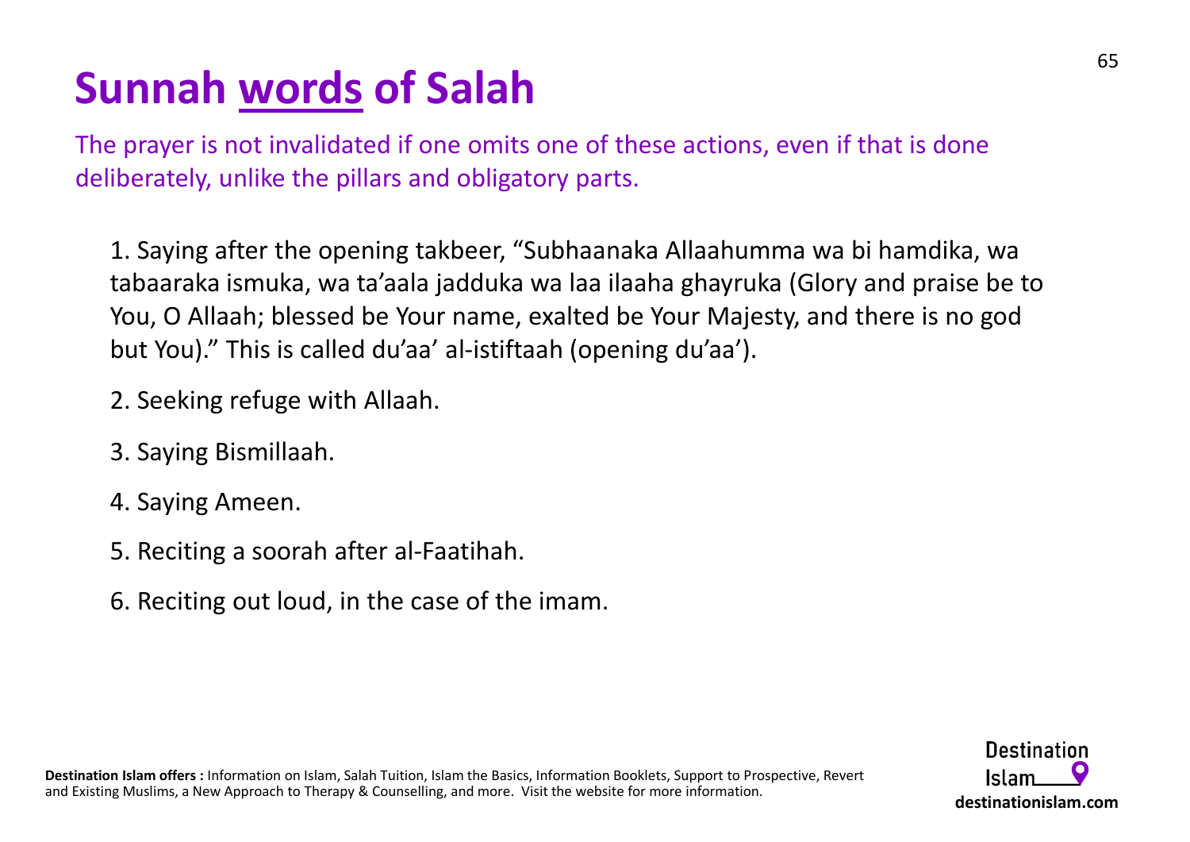# Sunnah words of Salah

The prayer is not invalidated if one omits one of these actions, even if that is done deliberately, unlike the pillars and obligatory parts.

1. Saying after the opening takbeer, "Subhaanaka Allaahumma wa bi hamdika, wa tabaaraka ismuka, wa ta'aala jadduka wa laa ilaaha ghayruka (Glory and praise be to You, O Allaah; blessed be Your name, exalted be Your Majesty, and there is no god but You)." This is called du'aa' al-istiftaah (opening du'aa').
2. Seeking refuge with Allaah.
3. Saying Bismillaah.
4. Saying Ameen.
5. Reciting a soorah after al-Faatihah.
6. Reciting out loud, in the case of the imam.

**Destination Islam offers :** Information on Islam, Salah Tuition, Islam the Basics, Information Booklets, Support to Prospective, Revert and Existing Muslims, a New Approach to Therapy & Counselling, and more. Visit the website for more information.

Destination Islam
**destinationislam.com**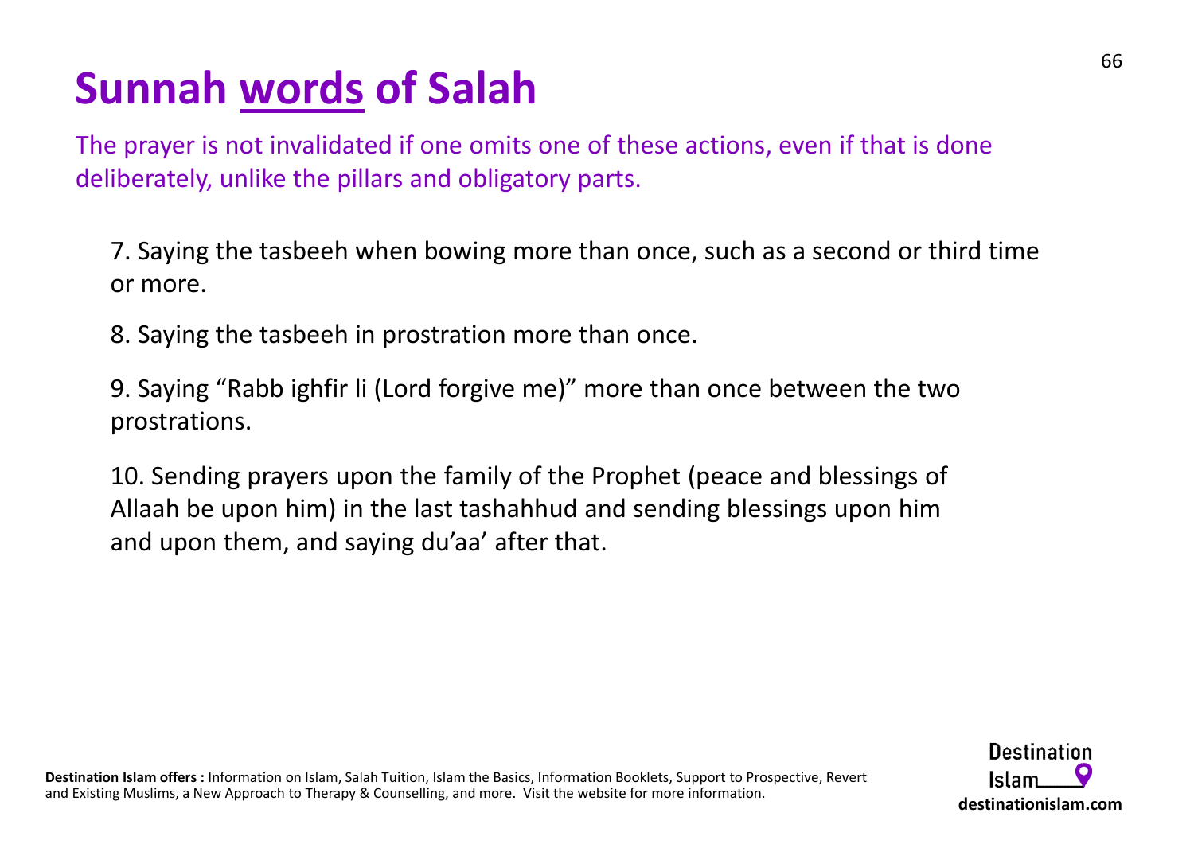# Sunnah words of Salah

The prayer is not invalidated if one omits one of these actions, even if that is done deliberately, unlike the pillars and obligatory parts.

7. Saying the tasbeeh when bowing more than once, such as a second or third time or more.

8. Saying the tasbeeh in prostration more than once.

9. Saying “Rabb ighfir li (Lord forgive me)” more than once between the two prostrations.

10. Sending prayers upon the family of the Prophet (peace and blessings of Allaah be upon him) in the last tashahhud and sending blessings upon him and upon them, and saying du’aa’ after that.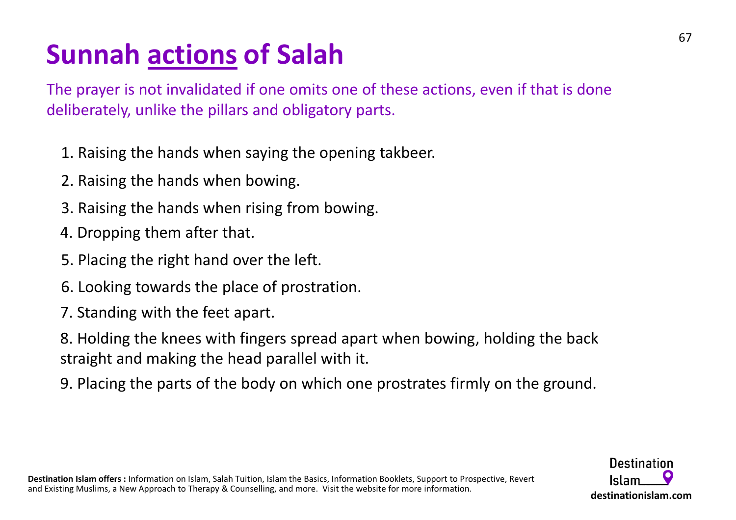# Sunnah actions of Salah

The prayer is not invalidated if one omits one of these actions, even if that is done deliberately, unlike the pillars and obligatory parts.

1. Raising the hands when saying the opening takbeer.
2. Raising the hands when bowing.
3. Raising the hands when rising from bowing.
4. Dropping them after that.
5. Placing the right hand over the left.
6. Looking towards the place of prostration.
7. Standing with the feet apart.
8. Holding the knees with fingers spread apart when bowing, holding the back straight and making the head parallel with it.
9. Placing the parts of the body on which one prostrates firmly on the ground.

**Destination Islam offers :** Information on Islam, Salah Tuition, Islam the Basics, Information Booklets, Support to Prospective, Revert and Existing Muslims, a New Approach to Therapy & Counselling, and more. Visit the website for more information.

Destination Islam
**destinationislam.com**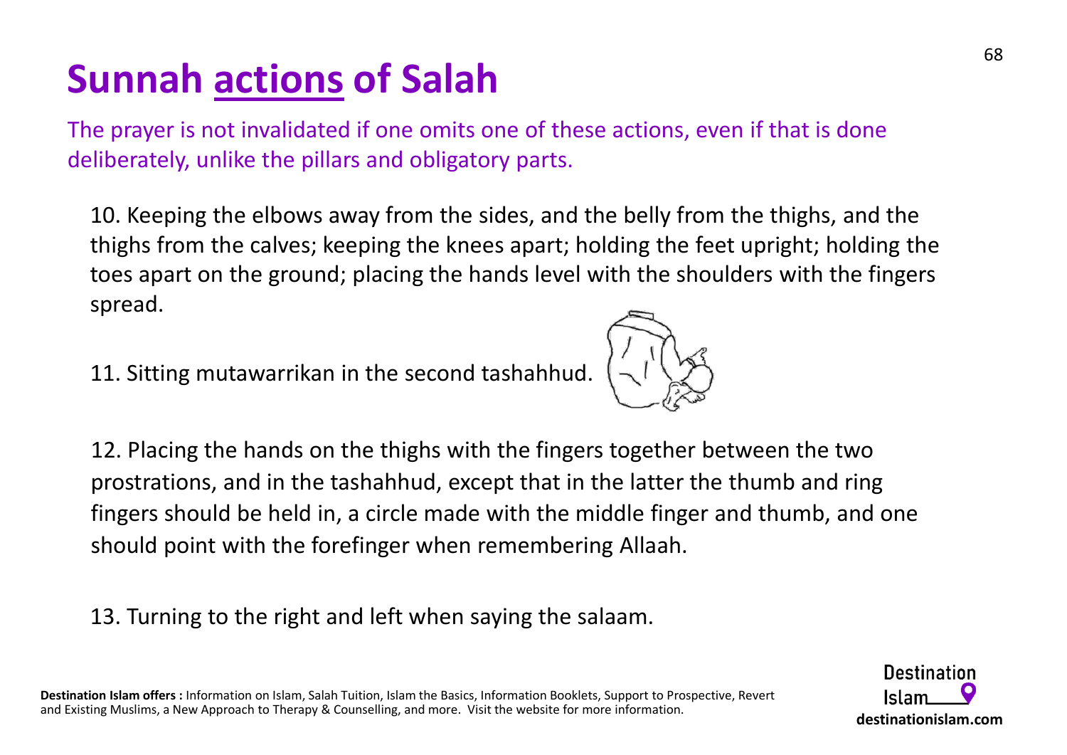# Sunnah actions of Salah

The prayer is not invalidated if one omits one of these actions, even if that is done deliberately, unlike the pillars and obligatory parts.

10. Keeping the elbows away from the sides, and the belly from the thighs, and the thighs from the calves; keeping the knees apart; holding the feet upright; holding the toes apart on the ground; placing the hands level with the shoulders with the fingers spread.

11. Sitting mutawarrikan in the second tashahhud.

12. Placing the hands on the thighs with the fingers together between the two prostrations, and in the tashahhud, except that in the latter the thumb and ring fingers should be held in, a circle made with the middle finger and thumb, and one should point with the forefinger when remembering Allaah.

13. Turning to the right and left when saying the salaam.

**Destination Islam offers :** Information on Islam, Salah Tuition, Islam the Basics, Information Booklets, Support to Prospective, Revert and Existing Muslims, a New Approach to Therapy & Counselling, and more. Visit the website for more information.

Destination Islam
**destinationislam.com**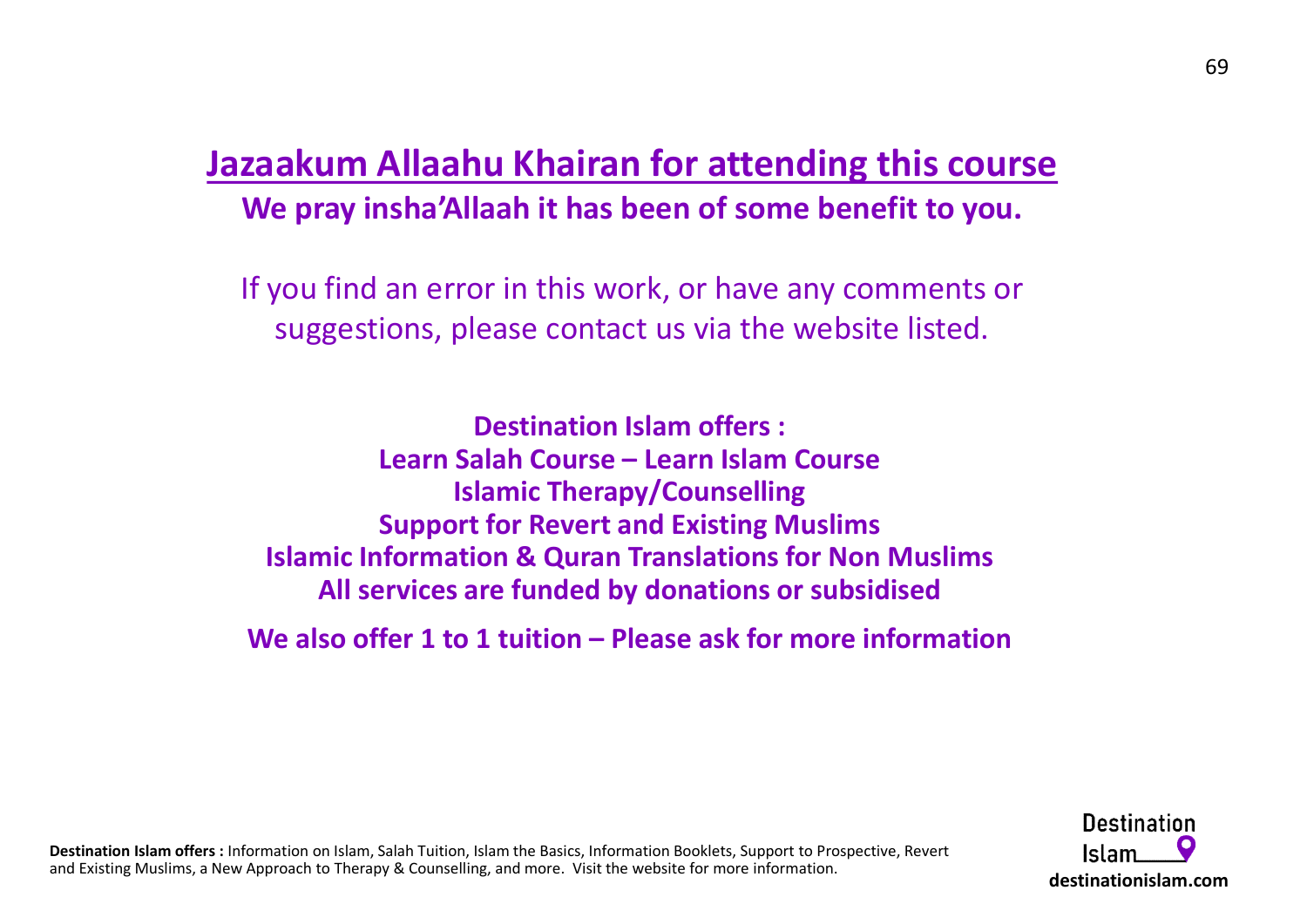## Jazaakum Allaahu Khairan for attending this course

**We pray insha'Allaah it has been of some benefit to you.**

If you find an error in this work, or have any comments or suggestions, please contact us via the website listed.

**Destination Islam offers :**
**Learn Salah Course – Learn Islam Course**
**Islamic Therapy/Counselling**
**Support for Revert and Existing Muslims**
**Islamic Information & Quran Translations for Non Muslims**
**All services are funded by donations or subsidised**

**We also offer 1 to 1 tuition – Please ask for more information**

**Destination Islam offers :** Information on Islam, Salah Tuition, Islam the Basics, Information Booklets, Support to Prospective, Revert and Existing Muslims, a New Approach to Therapy & Counselling, and more. Visit the website for more information.

Destination Islam
**destinationislam.com**